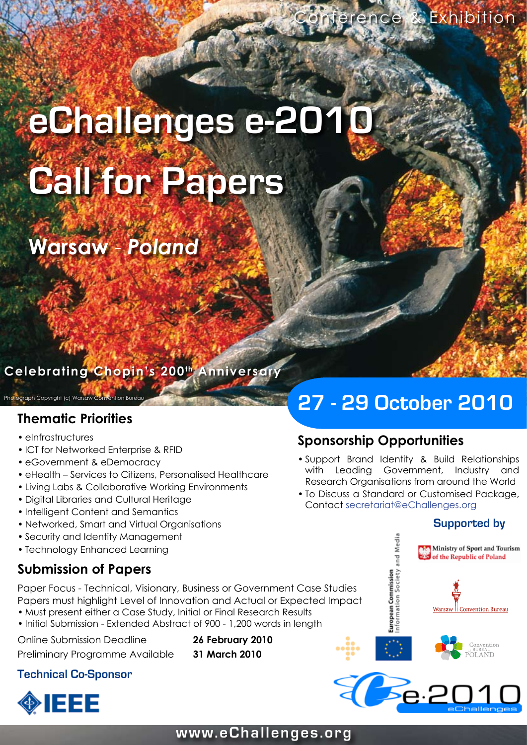Conference & Exhibition

# eChallenges e-2010

# Call for Papers

## Warsaw - *Poland*

**Celebrating Chopin's 200th Anniversary**

Photograph Copyright (c) Warsaw Convention Bureau

## 27 - 29 October 2010

### Thematic Priorities

- eInfrastructures
- ICT for Networked Enterprise & RFID
- eGovernment & eDemocracy
- eHealth – Services to Citizens, Personalised Healthcare
- Living Labs & Collaborative Working Environments
- Digital Libraries and Cultural Heritage
- Intelligent Content and Semantics
- Networked, Smart and Virtual Organisations
- Security and Identity Management
- Technology Enhanced Learning

### Submission of Papers

Paper Focus - Technical, Visionary, Business or Government Case Studies
Papers must highlight Level of Innovation and Actual or Expected Impact

- Must present either a Case Study, Initial or Final Research Results
- Initial Submission - Extended Abstract of 900 - 1,200 words in length

| | |
|---|---|
| Online Submission Deadline | **26 February 2010** |
| Preliminary Programme Available | **31 March 2010** |

### Technical Co-Sponsor

IEEE

### Sponsorship Opportunities

- Support Brand Identity & Build Relationships with Leading Government, Industry and Research Organisations from around the World
- To Discuss a Standard or Customised Package, Contact secretariat@eChallenges.org

### Supported by

European Commission Information Society and Media

Ministry of Sport and Tourism of the Republic of Poland

Warsaw Convention Bureau

Convention Bureau Poland

e-2010 eChallenges

www.eChallenges.org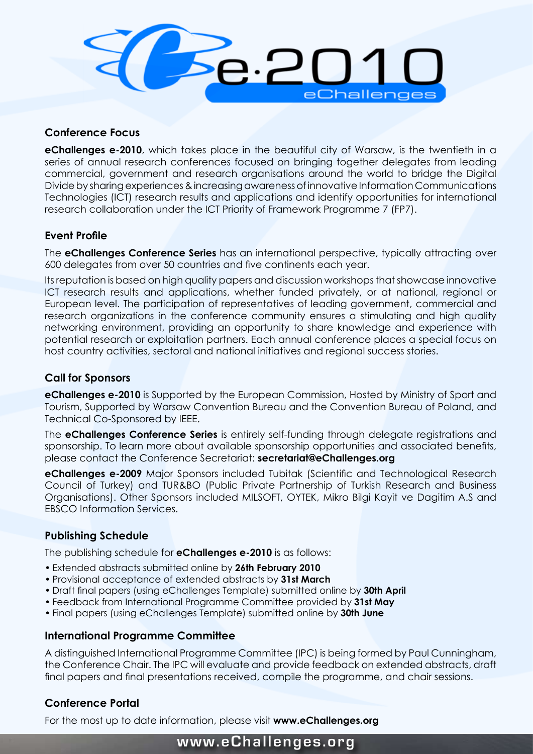e·2010 eChallenges

## Conference Focus

**eChallenges e-2010**, which takes place in the beautiful city of Warsaw, is the twentieth in a series of annual research conferences focused on bringing together delegates from leading commercial, government and research organisations around the world to bridge the Digital Divide by sharing experiences & increasing awareness of innovative Information Communications Technologies (ICT) research results and applications and identify opportunities for international research collaboration under the ICT Priority of Framework Programme 7 (FP7).

## Event Profile

The **eChallenges Conference Series** has an international perspective, typically attracting over 600 delegates from over 50 countries and five continents each year.

Its reputation is based on high quality papers and discussion workshops that showcase innovative ICT research results and applications, whether funded privately, or at national, regional or European level. The participation of representatives of leading government, commercial and research organizations in the conference community ensures a stimulating and high quality networking environment, providing an opportunity to share knowledge and experience with potential research or exploitation partners. Each annual conference places a special focus on host country activities, sectoral and national initiatives and regional success stories.

## Call for Sponsors

**eChallenges e-2010** is Supported by the European Commission, Hosted by Ministry of Sport and Tourism, Supported by Warsaw Convention Bureau and the Convention Bureau of Poland, and Technical Co-Sponsored by IEEE.

The **eChallenges Conference Series** is entirely self-funding through delegate registrations and sponsorship. To learn more about available sponsorship opportunities and associated benefits, please contact the Conference Secretariat: **secretariat@eChallenges.org**

**eChallenges e-2009** Major Sponsors included Tubitak (Scientific and Technological Research Council of Turkey) and TUR&BO (Public Private Partnership of Turkish Research and Business Organisations). Other Sponsors included MILSOFT, OYTEK, Mikro Bilgi Kayit ve Dagitim A.S and EBSCO Information Services.

## Publishing Schedule

The publishing schedule for **eChallenges e-2010** is as follows:

- Extended abstracts submitted online by **26th February 2010**
- Provisional acceptance of extended abstracts by **31st March**
- Draft final papers (using eChallenges Template) submitted online by **30th April**
- Feedback from International Programme Committee provided by **31st May**
- Final papers (using eChallenges Template) submitted online by **30th June**

## International Programme Committee

A distinguished International Programme Committee (IPC) is being formed by Paul Cunningham, the Conference Chair. The IPC will evaluate and provide feedback on extended abstracts, draft final papers and final presentations received, compile the programme, and chair sessions.

## Conference Portal

For the most up to date information, please visit **www.eChallenges.org**

**www.eChallenges.org**